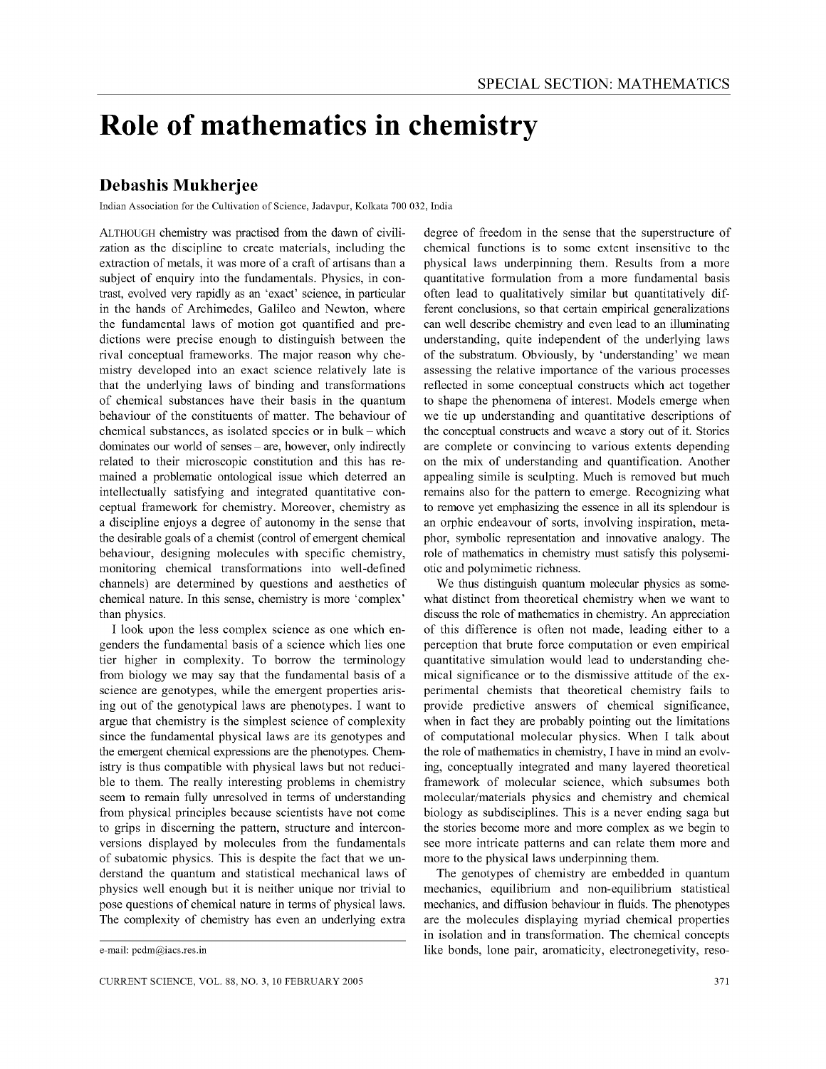# Role of mathematics in chemistry

## Debashis Mukherjee

Indian Association for the Cultivation of Science, Jadavpur, Kolkata 700 032, India

ALTHOUGH chemistry was practised from the dawn of civilization as the discipline to create materials, including the extraction of metals, it was more of a craft of artisans than a subject of enquiry into the fundamentals. Physics, in contrast, evolved very rapidly as an 'exact' science, in particular in the hands of Archimedes, Galileo and Newton, where the fundamental laws of motion got quantified and predictions were precise enough to distinguish between the rival conceptual frameworks. The major reason why chemistry developed into an exact science relatively late is that the underlying laws of binding and transformations of chemical substances have their basis in the quantum behaviour of the constituents of matter. The behaviour of chemical substances, as isolated species or in bulk – which dominates our world of senses – are, however, only indirectly related to their microscopic constitution and this has remained a problematic ontological issue which deterred an intellectually satisfying and integrated quantitative conceptual framework for chemistry. Moreover, chemistry as a discipline enjoys a degree of autonomy in the sense that the desirable goals of a chemist (control of emergent chemical behaviour, designing molecules with specific chemistry, monitoring chemical transformations into well-defined channels) are determined by questions and aesthetics of chemical nature. In this sense, chemistry is more 'complex' than physics.

I look upon the less complex science as one which engenders the fundamental basis of a science which lies one tier higher in complexity. To borrow the terminology from biology we may say that the fundamental basis of a science are genotypes, while the emergent properties arising out of the genotypical laws are phenotypes. I want to argue that chemistry is the simplest science of complexity since the fundamental physical laws are its genotypes and the emergent chemical expressions are the phenotypes. Chemistry is thus compatible with physical laws but not reducible to them. The really interesting problems in chemistry seem to remain fully unresolved in terms of understanding from physical principles because scientists have not come to grips in discerning the pattern, structure and interconversions displayed by molecules from the fundamentals of subatomic physics. This is despite the fact that we understand the quantum and statistical mechanical laws of physics well enough but it is neither unique nor trivial to pose questions of chemical nature in terms of physical laws. The complexity of chemistry has even an underlying extra degree of freedom in the sense that the superstructure of chemical functions is to some extent insensitive to the physical laws underpinning them. Results from a more quantitative formulation from a more fundamental basis often lead to qualitatively similar but quantitatively different conclusions, so that certain empirical generalizations can well describe chemistry and even lead to an illuminating understanding, quite independent of the underlying laws of the substratum. Obviously, by 'understanding' we mean assessing the relative importance of the various processes reflected in some conceptual constructs which act together to shape the phenomena of interest. Models emerge when we tie up understanding and quantitative descriptions of the conceptual constructs and weave a story out of it. Stories are complete or convincing to various extents depending on the mix of understanding and quantification. Another appealing simile is sculpting. Much is removed but much remains also for the pattern to emerge. Recognizing what to remove yet emphasizing the essence in all its splendour is an orphic endeavour of sorts, involving inspiration, metaphor, symbolic representation and innovative analogy. The role of mathematics in chemistry must satisfy this polysemiotic and polymimetic richness.

We thus distinguish quantum molecular physics as somewhat distinct from theoretical chemistry when we want to discuss the role of mathematics in chemistry. An appreciation of this difference is often not made, leading either to a perception that brute force computation or even empirical quantitative simulation would lead to understanding chemical significance or to the dismissive attitude of the experimental chemists that theoretical chemistry fails to provide predictive answers of chemical significance, when in fact they are probably pointing out the limitations of computational molecular physics. When I talk about the role of mathematics in chemistry, I have in mind an evolving, conceptually integrated and many layered theoretical framework of molecular science, which subsumes both molecular/materials physics and chemistry and chemical biology as subdisciplines. This is a never ending saga but the stories become more and more complex as we begin to see more intricate patterns and can relate them more and more to the physical laws underpinning them.

The genotypes of chemistry are embedded in quantum mechanics, equilibrium and non-equilibrium statistical mechanics, and diffusion behaviour in fluids. The phenotypes are the molecules displaying myriad chemical properties in isolation and in transformation. The chemical concepts like bonds, lone pair, aromaticity, electronegetivity, reso-

e-mail: pcdm@iacs.res.in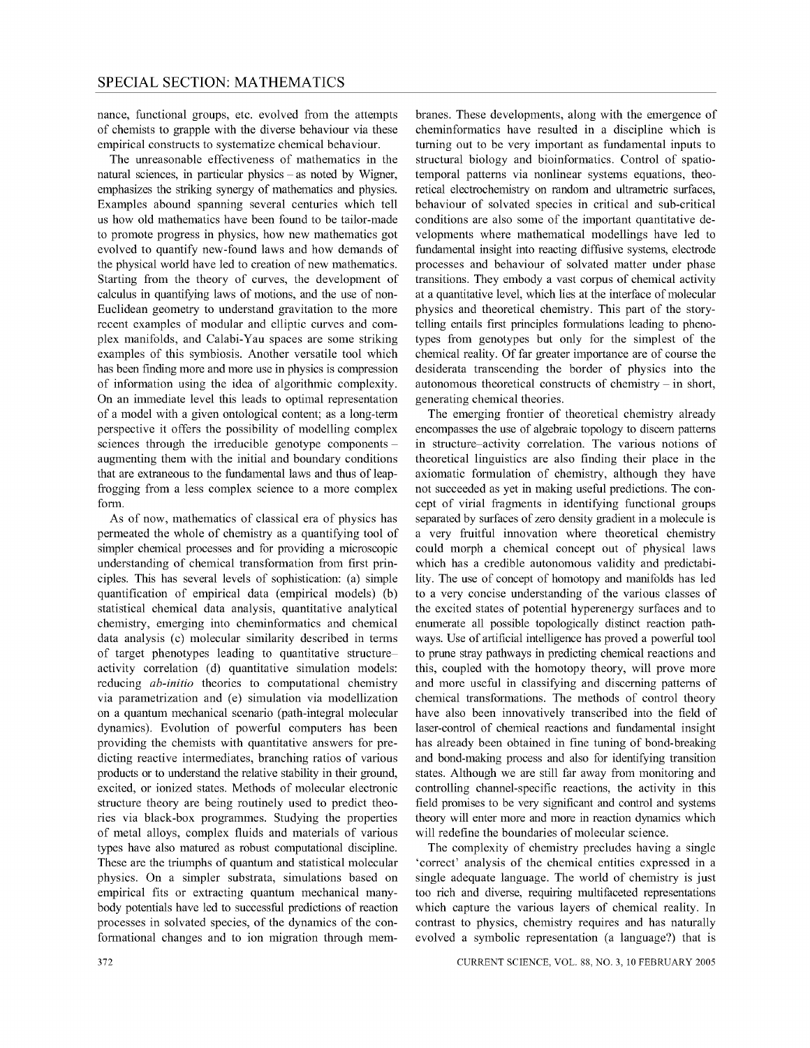nance, functional groups, etc. evolved from the attempts of chemists to grapple with the diverse behaviour via these empirical constructs to systematize chemical behaviour.

The unreasonable effectiveness of mathematics in the natural sciences, in particular physics – as noted by Wigner, emphasizes the striking synergy of mathematics and physics. Examples abound spanning several centuries which tell us how old mathematics have been found to be tailor-made to promote progress in physics, how new mathematics got evolved to quantify new-found laws and how demands of the physical world have led to creation of new mathematics. Starting from the theory of curves, the development of calculus in quantifying laws of motions, and the use of non-Euclidean geometry to understand gravitation to the more recent examples of modular and elliptic curves and complex manifolds, and Calabi-Yau spaces are some striking examples of this symbiosis. Another versatile tool which has been finding more and more use in physics is compression of information using the idea of algorithmic complexity. On an immediate level this leads to optimal representation of a model with a given ontological content; as a long-term perspective it offers the possibility of modelling complex sciences through the irreducible genotype components – augmenting them with the initial and boundary conditions that are extraneous to the fundamental laws and thus of leap-frogging from a less complex science to a more complex form.

As of now, mathematics of classical era of physics has permeated the whole of chemistry as a quantifying tool of simpler chemical processes and for providing a microscopic understanding of chemical transformation from first principles. This has several levels of sophistication: (a) simple quantification of empirical data (empirical models) (b) statistical chemical data analysis, quantitative analytical chemistry, emerging into cheminformatics and chemical data analysis (c) molecular similarity described in terms of target phenotypes leading to quantitative structure–activity correlation (d) quantitative simulation models: reducing *ab-initio* theories to computational chemistry via parametrization and (e) simulation via modellization on a quantum mechanical scenario (path-integral molecular dynamics). Evolution of powerful computers has been providing the chemists with quantitative answers for predicting reactive intermediates, branching ratios of various products or to understand the relative stability in their ground, excited, or ionized states. Methods of molecular electronic structure theory are being routinely used to predict theories via black-box programmes. Studying the properties of metal alloys, complex fluids and materials of various types have also matured as robust computational discipline. These are the triumphs of quantum and statistical molecular physics. On a simpler substrata, simulations based on empirical fits or extracting quantum mechanical many-body potentials have led to successful predictions of reaction processes in solvated species, of the dynamics of the conformational changes and to ion migration through membranes. These developments, along with the emergence of cheminformatics have resulted in a discipline which is turning out to be very important as fundamental inputs to structural biology and bioinformatics. Control of spatio-temporal patterns via nonlinear systems equations, theoretical electrochemistry on random and ultrametric surfaces, behaviour of solvated species in critical and sub-critical conditions are also some of the important quantitative developments where mathematical modellings have led to fundamental insight into reacting diffusive systems, electrode processes and behaviour of solvated matter under phase transitions. They embody a vast corpus of chemical activity at a quantitative level, which lies at the interface of molecular physics and theoretical chemistry. This part of the story-telling entails first principles formulations leading to phenotypes from genotypes but only for the simplest of the chemical reality. Of far greater importance are of course the desiderata transcending the border of physics into the autonomous theoretical constructs of chemistry – in short, generating chemical theories.

The emerging frontier of theoretical chemistry already encompasses the use of algebraic topology to discern patterns in structure–activity correlation. The various notions of theoretical linguistics are also finding their place in the axiomatic formulation of chemistry, although they have not succeeded as yet in making useful predictions. The concept of virial fragments in identifying functional groups separated by surfaces of zero density gradient in a molecule is a very fruitful innovation where theoretical chemistry could morph a chemical concept out of physical laws which has a credible autonomous validity and predictability. The use of concept of homotopy and manifolds has led to a very concise understanding of the various classes of the excited states of potential hyperenergy surfaces and to enumerate all possible topologically distinct reaction pathways. Use of artificial intelligence has proved a powerful tool to prune stray pathways in predicting chemical reactions and this, coupled with the homotopy theory, will prove more and more useful in classifying and discerning patterns of chemical transformations. The methods of control theory have also been innovatively transcribed into the field of laser-control of chemical reactions and fundamental insight has already been obtained in fine tuning of bond-breaking and bond-making process and also for identifying transition states. Although we are still far away from monitoring and controlling channel-specific reactions, the activity in this field promises to be very significant and control and systems theory will enter more and more in reaction dynamics which will redefine the boundaries of molecular science.

The complexity of chemistry precludes having a single 'correct' analysis of the chemical entities expressed in a single adequate language. The world of chemistry is just too rich and diverse, requiring multifaceted representations which capture the various layers of chemical reality. In contrast to physics, chemistry requires and has naturally evolved a symbolic representation (a language?) that is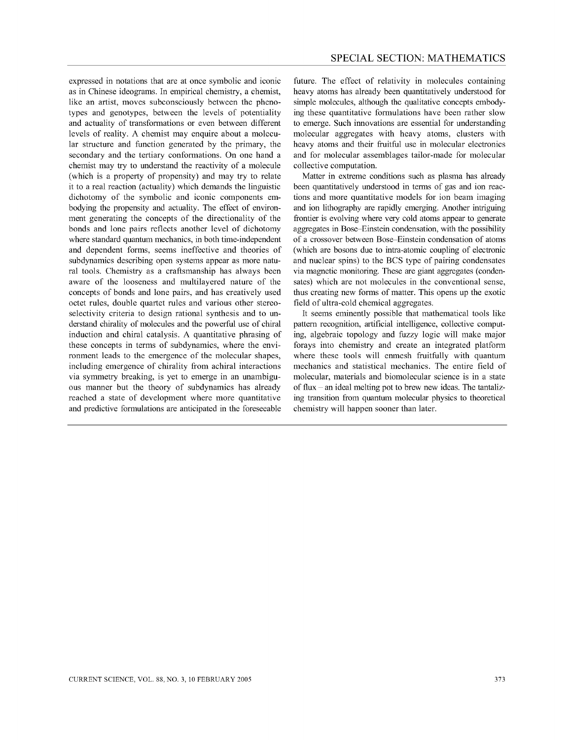expressed in notations that are at once symbolic and iconic as in Chinese ideograms. In empirical chemistry, a chemist, like an artist, moves subconsciously between the phenotypes and genotypes, between the levels of potentiality and actuality of transformations or even between different levels of reality. A chemist may enquire about a molecular structure and function generated by the primary, the secondary and the tertiary conformations. On one hand a chemist may try to understand the reactivity of a molecule (which is a property of propensity) and may try to relate it to a real reaction (actuality) which demands the linguistic dichotomy of the symbolic and iconic components embodying the propensity and actuality. The effect of environment generating the concepts of the directionality of the bonds and lone pairs reflects another level of dichotomy where standard quantum mechanics, in both time-independent and dependent forms, seems ineffective and theories of subdynamics describing open systems appear as more natural tools. Chemistry as a craftsmanship has always been aware of the looseness and multilayered nature of the concepts of bonds and lone pairs, and has creatively used octet rules, double quartet rules and various other stereoselectivity criteria to design rational synthesis and to understand chirality of molecules and the powerful use of chiral induction and chiral catalysis. A quantitative phrasing of these concepts in terms of subdynamics, where the environment leads to the emergence of the molecular shapes, including emergence of chirality from achiral interactions via symmetry breaking, is yet to emerge in an unambiguous manner but the theory of subdynamics has already reached a state of development where more quantitative and predictive formulations are anticipated in the foreseeable future. The effect of relativity in molecules containing heavy atoms has already been quantitatively understood for simple molecules, although the qualitative concepts embodying these quantitative formulations have been rather slow to emerge. Such innovations are essential for understanding molecular aggregates with heavy atoms, clusters with heavy atoms and their fruitful use in molecular electronics and for molecular assemblages tailor-made for molecular collective computation.

Matter in extreme conditions such as plasma has already been quantitatively understood in terms of gas and ion reactions and more quantitative models for ion beam imaging and ion lithography are rapidly emerging. Another intriguing frontier is evolving where very cold atoms appear to generate aggregates in Bose–Einstein condensation, with the possibility of a crossover between Bose–Einstein condensation of atoms (which are bosons due to intra-atomic coupling of electronic and nuclear spins) to the BCS type of pairing condensates via magnetic monitoring. These are giant aggregates (condensates) which are not molecules in the conventional sense, thus creating new forms of matter. This opens up the exotic field of ultra-cold chemical aggregates.

It seems eminently possible that mathematical tools like pattern recognition, artificial intelligence, collective computing, algebraic topology and fuzzy logic will make major forays into chemistry and create an integrated platform where these tools will enmesh fruitfully with quantum mechanics and statistical mechanics. The entire field of molecular, materials and biomolecular science is in a state of flux – an ideal melting pot to brew new ideas. The tantalizing transition from quantum molecular physics to theoretical chemistry will happen sooner than later.